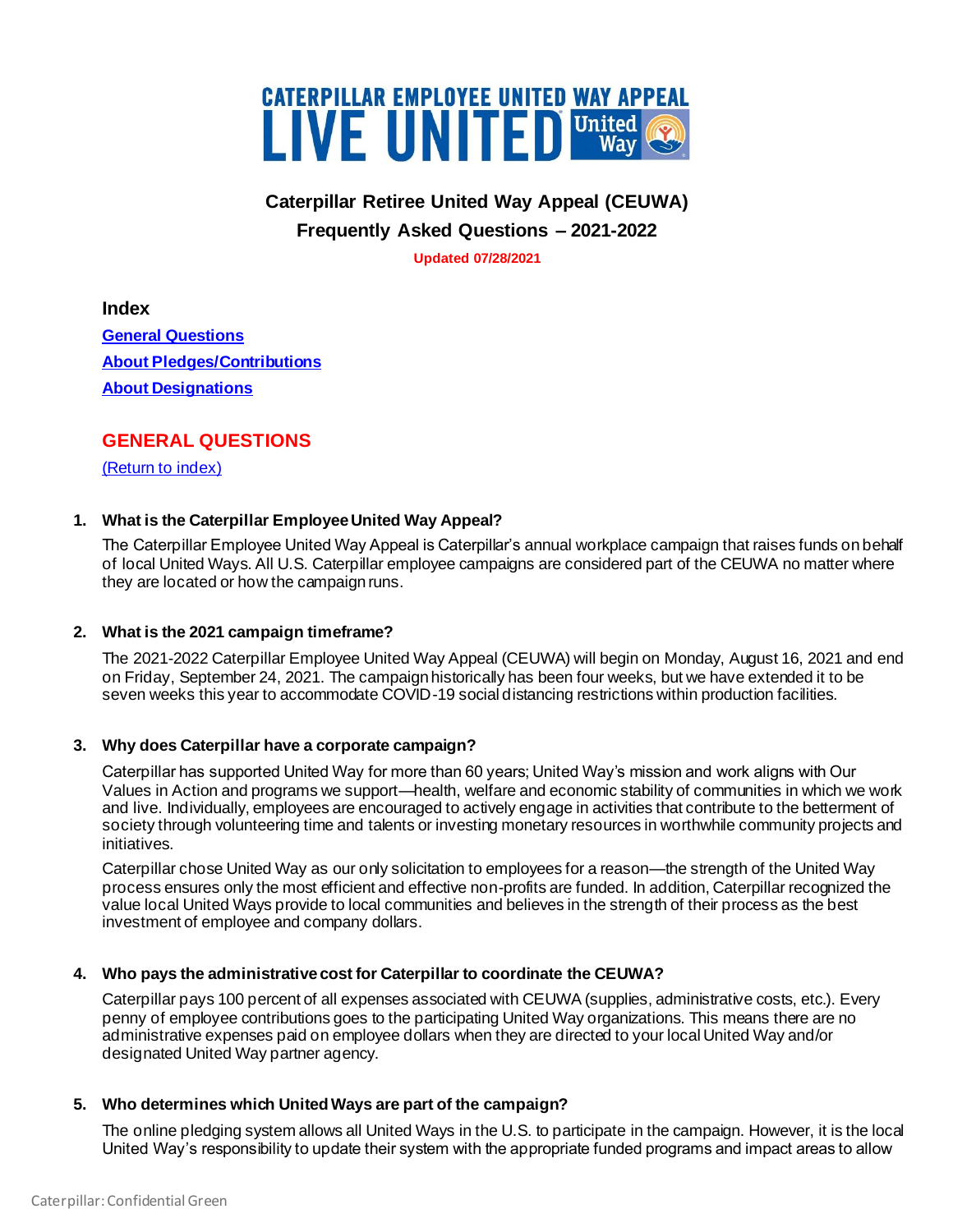# CATERPILLAR EMPLOYEE UNITED WAY APPEAL
# LIVE UNITED

## Caterpillar Retiree United Way Appeal (CEUWA)
## Frequently Asked Questions – 2021-2022

**Updated 07/28/2021**

### Index

[General Questions](#general-questions)
[About Pledges/Contributions](#about-pledgescontributions)
[About Designations](#about-designations)

## GENERAL QUESTIONS

[(Return to index)](#index)

1. **What is the Caterpillar Employee United Way Appeal?**

   The Caterpillar Employee United Way Appeal is Caterpillar's annual workplace campaign that raises funds on behalf of local United Ways. All U.S. Caterpillar employee campaigns are considered part of the CEUWA no matter where they are located or how the campaign runs.

2. **What is the 2021 campaign timeframe?**

   The 2021-2022 Caterpillar Employee United Way Appeal (CEUWA) will begin on Monday, August 16, 2021 and end on Friday, September 24, 2021. The campaign historically has been four weeks, but we have extended it to be seven weeks this year to accommodate COVID-19 social distancing restrictions within production facilities.

3. **Why does Caterpillar have a corporate campaign?**

   Caterpillar has supported United Way for more than 60 years; United Way's mission and work aligns with Our Values in Action and programs we support—health, welfare and economic stability of communities in which we work and live. Individually, employees are encouraged to actively engage in activities that contribute to the betterment of society through volunteering time and talents or investing monetary resources in worthwhile community projects and initiatives.

   Caterpillar chose United Way as our only solicitation to employees for a reason—the strength of the United Way process ensures only the most efficient and effective non-profits are funded. In addition, Caterpillar recognized the value local United Ways provide to local communities and believes in the strength of their process as the best investment of employee and company dollars.

4. **Who pays the administrative cost for Caterpillar to coordinate the CEUWA?**

   Caterpillar pays 100 percent of all expenses associated with CEUWA (supplies, administrative costs, etc.). Every penny of employee contributions goes to the participating United Way organizations. This means there are no administrative expenses paid on employee dollars when they are directed to your local United Way and/or designated United Way partner agency.

5. **Who determines which United Ways are part of the campaign?**

   The online pledging system allows all United Ways in the U.S. to participate in the campaign. However, it is the local United Way's responsibility to update their system with the appropriate funded programs and impact areas to allow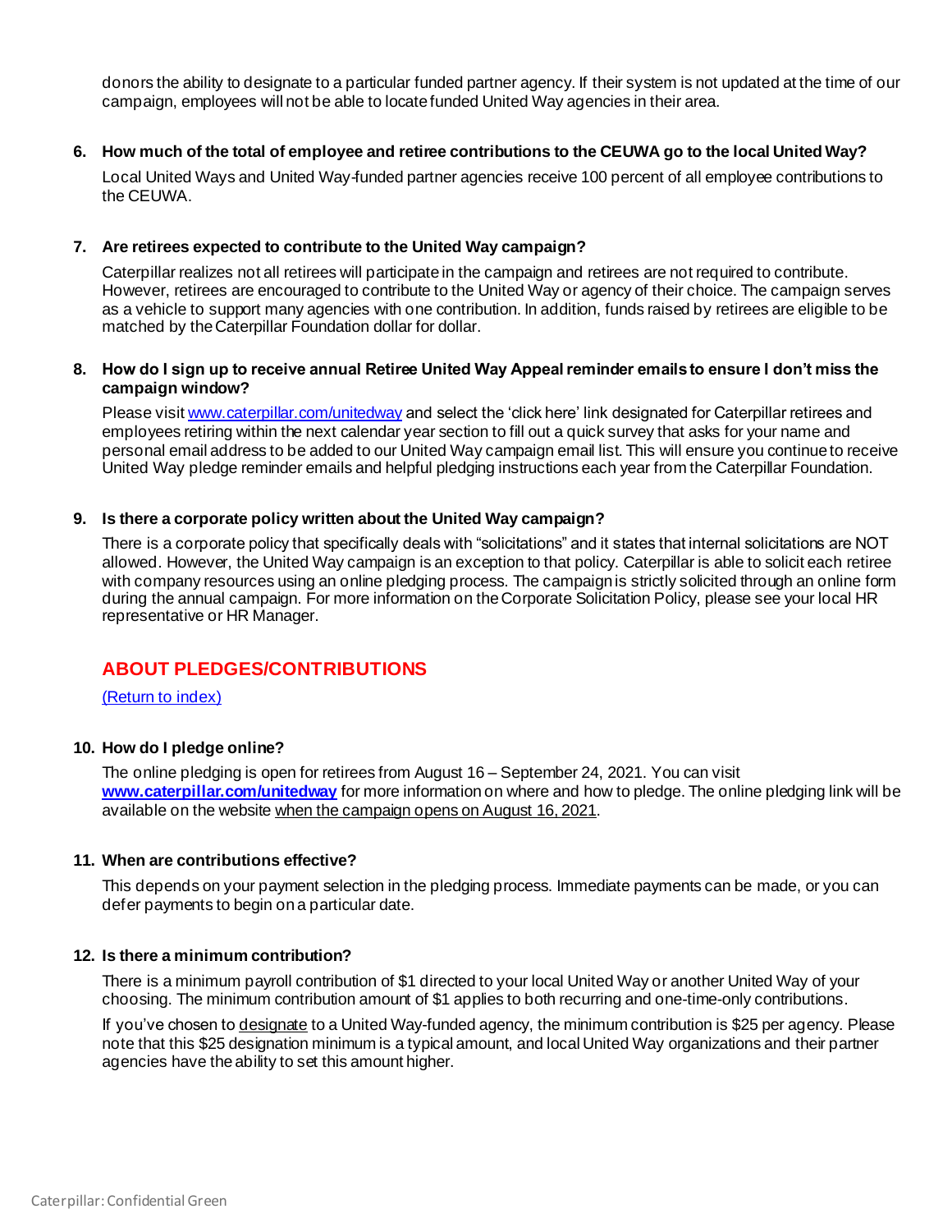donors the ability to designate to a particular funded partner agency. If their system is not updated at the time of our campaign, employees will not be able to locate funded United Way agencies in their area.

6. **How much of the total of employee and retiree contributions to the CEUWA go to the local United Way?**

   Local United Ways and United Way-funded partner agencies receive 100 percent of all employee contributions to the CEUWA.

7. **Are retirees expected to contribute to the United Way campaign?**

   Caterpillar realizes not all retirees will participate in the campaign and retirees are not required to contribute. However, retirees are encouraged to contribute to the United Way or agency of their choice. The campaign serves as a vehicle to support many agencies with one contribution. In addition, funds raised by retirees are eligible to be matched by the Caterpillar Foundation dollar for dollar.

8. **How do I sign up to receive annual Retiree United Way Appeal reminder emails to ensure I don't miss the campaign window?**

   Please visit [www.caterpillar.com/unitedway](www.caterpillar.com/unitedway) and select the 'click here' link designated for Caterpillar retirees and employees retiring within the next calendar year section to fill out a quick survey that asks for your name and personal email address to be added to our United Way campaign email list. This will ensure you continue to receive United Way pledge reminder emails and helpful pledging instructions each year from the Caterpillar Foundation.

9. **Is there a corporate policy written about the United Way campaign?**

   There is a corporate policy that specifically deals with "solicitations" and it states that internal solicitations are NOT allowed. However, the United Way campaign is an exception to that policy. Caterpillar is able to solicit each retiree with company resources using an online pledging process. The campaign is strictly solicited through an online form during the annual campaign. For more information on the Corporate Solicitation Policy, please see your local HR representative or HR Manager.

## ABOUT PLEDGES/CONTRIBUTIONS

(Return to index)

10. **How do I pledge online?**

    The online pledging is open for retirees from August 16 – September 24, 2021. You can visit **[www.caterpillar.com/unitedway](www.caterpillar.com/unitedway)** for more information on where and how to pledge. The online pledging link will be available on the website when the campaign opens on August 16, 2021.

11. **When are contributions effective?**

    This depends on your payment selection in the pledging process. Immediate payments can be made, or you can defer payments to begin on a particular date.

12. **Is there a minimum contribution?**

    There is a minimum payroll contribution of $1 directed to your local United Way or another United Way of your choosing. The minimum contribution amount of $1 applies to both recurring and one-time-only contributions.

    If you've chosen to designate to a United Way-funded agency, the minimum contribution is $25 per agency. Please note that this $25 designation minimum is a typical amount, and local United Way organizations and their partner agencies have the ability to set this amount higher.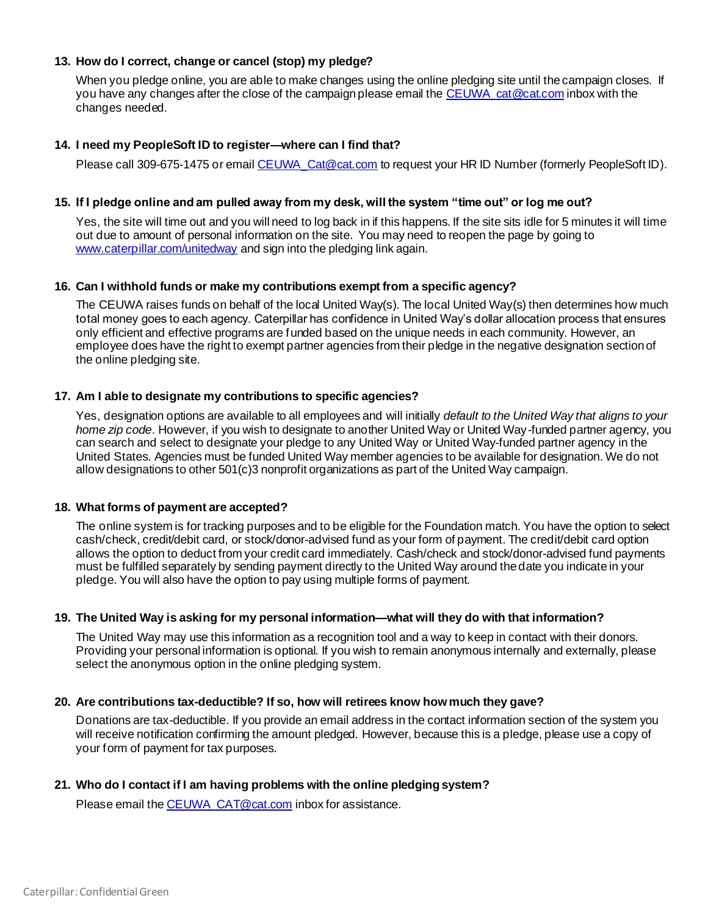### 13. How do I correct, change or cancel (stop) my pledge?

When you pledge online, you are able to make changes using the online pledging site until the campaign closes. If you have any changes after the close of the campaign please email the CEUWA_cat@cat.com inbox with the changes needed.

### 14. I need my PeopleSoft ID to register—where can I find that?

Please call 309-675-1475 or email CEUWA_Cat@cat.com to request your HR ID Number (formerly PeopleSoft ID).

### 15. If I pledge online and am pulled away from my desk, will the system "time out" or log me out?

Yes, the site will time out and you will need to log back in if this happens. If the site sits idle for 5 minutes it will time out due to amount of personal information on the site. You may need to reopen the page by going to www.caterpillar.com/unitedway and sign into the pledging link again.

### 16. Can I withhold funds or make my contributions exempt from a specific agency?

The CEUWA raises funds on behalf of the local United Way(s). The local United Way(s) then determines how much total money goes to each agency. Caterpillar has confidence in United Way's dollar allocation process that ensures only efficient and effective programs are funded based on the unique needs in each community. However, an employee does have the right to exempt partner agencies from their pledge in the negative designation section of the online pledging site.

### 17. Am I able to designate my contributions to specific agencies?

Yes, designation options are available to all employees and will initially *default to the United Way that aligns to your home zip code*. However, if you wish to designate to another United Way or United Way-funded partner agency, you can search and select to designate your pledge to any United Way or United Way-funded partner agency in the United States. Agencies must be funded United Way member agencies to be available for designation. We do not allow designations to other 501(c)3 nonprofit organizations as part of the United Way campaign.

### 18. What forms of payment are accepted?

The online system is for tracking purposes and to be eligible for the Foundation match. You have the option to select cash/check, credit/debit card, or stock/donor-advised fund as your form of payment. The credit/debit card option allows the option to deduct from your credit card immediately. Cash/check and stock/donor-advised fund payments must be fulfilled separately by sending payment directly to the United Way around the date you indicate in your pledge. You will also have the option to pay using multiple forms of payment.

### 19. The United Way is asking for my personal information—what will they do with that information?

The United Way may use this information as a recognition tool and a way to keep in contact with their donors. Providing your personal information is optional. If you wish to remain anonymous internally and externally, please select the anonymous option in the online pledging system.

### 20. Are contributions tax-deductible? If so, how will retirees know how much they gave?

Donations are tax-deductible. If you provide an email address in the contact information section of the system you will receive notification confirming the amount pledged. However, because this is a pledge, please use a copy of your form of payment for tax purposes.

### 21. Who do I contact if I am having problems with the online pledging system?

Please email the CEUWA_CAT@cat.com inbox for assistance.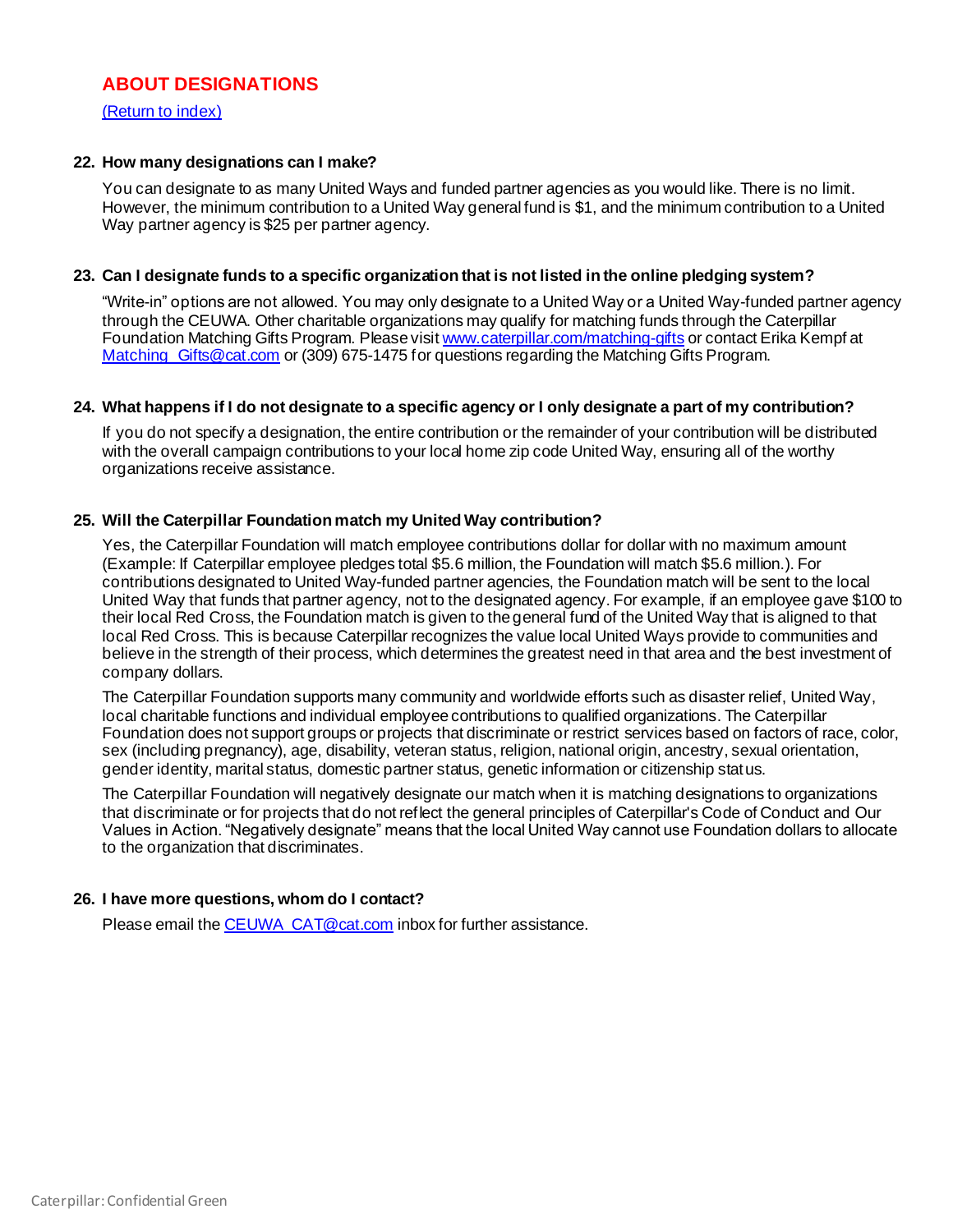## ABOUT DESIGNATIONS

[(Return to index)](#)

**22. How many designations can I make?**

You can designate to as many United Ways and funded partner agencies as you would like. There is no limit. However, the minimum contribution to a United Way general fund is $1, and the minimum contribution to a United Way partner agency is $25 per partner agency.

**23. Can I designate funds to a specific organization that is not listed in the online pledging system?**

"Write-in" options are not allowed. You may only designate to a United Way or a United Way-funded partner agency through the CEUWA. Other charitable organizations may qualify for matching funds through the Caterpillar Foundation Matching Gifts Program. Please visit www.caterpillar.com/matching-gifts or contact Erika Kempf at Matching_Gifts@cat.com or (309) 675-1475 for questions regarding the Matching Gifts Program.

**24. What happens if I do not designate to a specific agency or I only designate a part of my contribution?**

If you do not specify a designation, the entire contribution or the remainder of your contribution will be distributed with the overall campaign contributions to your local home zip code United Way, ensuring all of the worthy organizations receive assistance.

**25. Will the Caterpillar Foundation match my United Way contribution?**

Yes, the Caterpillar Foundation will match employee contributions dollar for dollar with no maximum amount (Example: If Caterpillar employee pledges total $5.6 million, the Foundation will match $5.6 million.). For contributions designated to United Way-funded partner agencies, the Foundation match will be sent to the local United Way that funds that partner agency, not to the designated agency. For example, if an employee gave $100 to their local Red Cross, the Foundation match is given to the general fund of the United Way that is aligned to that local Red Cross. This is because Caterpillar recognizes the value local United Ways provide to communities and believe in the strength of their process, which determines the greatest need in that area and the best investment of company dollars.

The Caterpillar Foundation supports many community and worldwide efforts such as disaster relief, United Way, local charitable functions and individual employee contributions to qualified organizations. The Caterpillar Foundation does not support groups or projects that discriminate or restrict services based on factors of race, color, sex (including pregnancy), age, disability, veteran status, religion, national origin, ancestry, sexual orientation, gender identity, marital status, domestic partner status, genetic information or citizenship status.

The Caterpillar Foundation will negatively designate our match when it is matching designations to organizations that discriminate or for projects that do not reflect the general principles of Caterpillar's Code of Conduct and Our Values in Action. "Negatively designate" means that the local United Way cannot use Foundation dollars to allocate to the organization that discriminates.

**26. I have more questions, whom do I contact?**

Please email the CEUWA_CAT@cat.com inbox for further assistance.

Caterpillar: Confidential Green